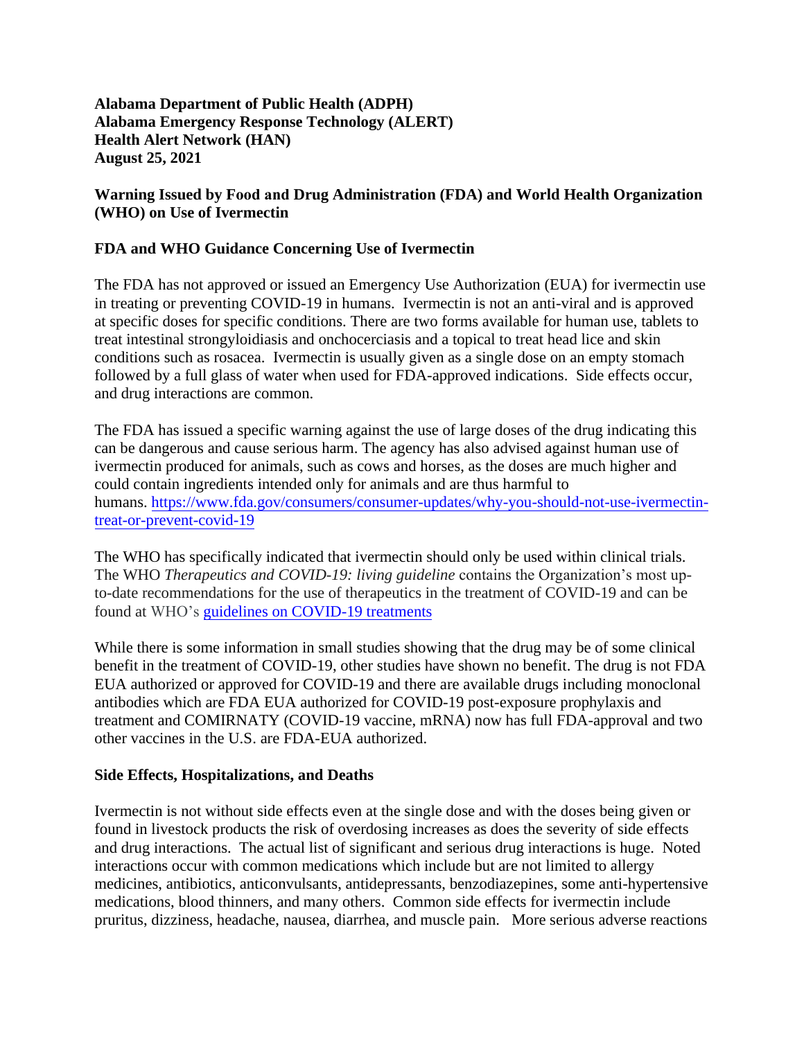**Alabama Department of Public Health (ADPH)**
**Alabama Emergency Response Technology (ALERT)**
**Health Alert Network (HAN)**
**August 25, 2021**

## Warning Issued by Food and Drug Administration (FDA) and World Health Organization (WHO) on Use of Ivermectin

### FDA and WHO Guidance Concerning Use of Ivermectin

The FDA has not approved or issued an Emergency Use Authorization (EUA) for ivermectin use in treating or preventing COVID-19 in humans. Ivermectin is not an anti-viral and is approved at specific doses for specific conditions. There are two forms available for human use, tablets to treat intestinal strongyloidiasis and onchocerciasis and a topical to treat head lice and skin conditions such as rosacea. Ivermectin is usually given as a single dose on an empty stomach followed by a full glass of water when used for FDA-approved indications. Side effects occur, and drug interactions are common.

The FDA has issued a specific warning against the use of large doses of the drug indicating this can be dangerous and cause serious harm. The agency has also advised against human use of ivermectin produced for animals, such as cows and horses, as the doses are much higher and could contain ingredients intended only for animals and are thus harmful to humans. [https://www.fda.gov/consumers/consumer-updates/why-you-should-not-use-ivermectin-treat-or-prevent-covid-19](https://www.fda.gov/consumers/consumer-updates/why-you-should-not-use-ivermectin-treat-or-prevent-covid-19)

The WHO has specifically indicated that ivermectin should only be used within clinical trials. The WHO *Therapeutics and COVID-19: living guideline* contains the Organization's most up-to-date recommendations for the use of therapeutics in the treatment of COVID-19 and can be found at WHO's guidelines on COVID-19 treatments

While there is some information in small studies showing that the drug may be of some clinical benefit in the treatment of COVID-19, other studies have shown no benefit. The drug is not FDA EUA authorized or approved for COVID-19 and there are available drugs including monoclonal antibodies which are FDA EUA authorized for COVID-19 post-exposure prophylaxis and treatment and COMIRNATY (COVID-19 vaccine, mRNA) now has full FDA-approval and two other vaccines in the U.S. are FDA-EUA authorized.

### Side Effects, Hospitalizations, and Deaths

Ivermectin is not without side effects even at the single dose and with the doses being given or found in livestock products the risk of overdosing increases as does the severity of side effects and drug interactions. The actual list of significant and serious drug interactions is huge. Noted interactions occur with common medications which include but are not limited to allergy medicines, antibiotics, anticonvulsants, antidepressants, benzodiazepines, some anti-hypertensive medications, blood thinners, and many others. Common side effects for ivermectin include pruritus, dizziness, headache, nausea, diarrhea, and muscle pain. More serious adverse reactions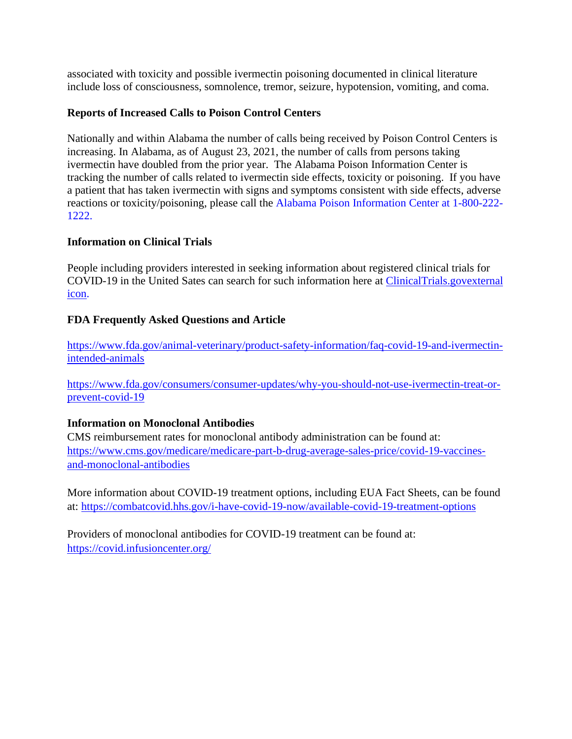associated with toxicity and possible ivermectin poisoning documented in clinical literature include loss of consciousness, somnolence, tremor, seizure, hypotension, vomiting, and coma.

**Reports of Increased Calls to Poison Control Centers**

Nationally and within Alabama the number of calls being received by Poison Control Centers is increasing. In Alabama, as of August 23, 2021, the number of calls from persons taking ivermectin have doubled from the prior year. The Alabama Poison Information Center is tracking the number of calls related to ivermectin side effects, toxicity or poisoning. If you have a patient that has taken ivermectin with signs and symptoms consistent with side effects, adverse reactions or toxicity/poisoning, please call the Alabama Poison Information Center at 1-800-222-1222.

**Information on Clinical Trials**

People including providers interested in seeking information about registered clinical trials for COVID-19 in the United Sates can search for such information here at ClinicalTrials.govexternal icon.

**FDA Frequently Asked Questions and Article**

https://www.fda.gov/animal-veterinary/product-safety-information/faq-covid-19-and-ivermectin-intended-animals

https://www.fda.gov/consumers/consumer-updates/why-you-should-not-use-ivermectin-treat-or-prevent-covid-19

**Information on Monoclonal Antibodies**

CMS reimbursement rates for monoclonal antibody administration can be found at: https://www.cms.gov/medicare/medicare-part-b-drug-average-sales-price/covid-19-vaccines-and-monoclonal-antibodies

More information about COVID-19 treatment options, including EUA Fact Sheets, can be found at: https://combatcovid.hhs.gov/i-have-covid-19-now/available-covid-19-treatment-options

Providers of monoclonal antibodies for COVID-19 treatment can be found at: https://covid.infusioncenter.org/